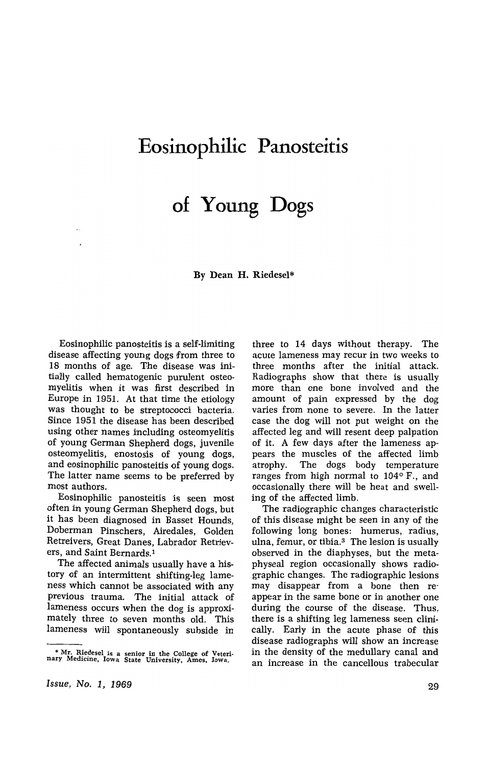# Eosinophilic Panosteitis of Young Dogs

By Dean H. Riedesel*

Eosinophilic panosteitis is a self-limiting disease affecting young dogs from three to 18 months of age. The disease was initially called hematogenic purulent osteomyelitis when it was first described in Europe in 1951. At that time the etiology was thought to be streptococci bacteria. Since 1951 the disease has been described using other names including osteomyelitis of young German Shepherd dogs, juvenile osteomyelitis, enostosis of young dogs, and eosinophilic panosteitis of young dogs. The latter name seems to be preferred by most authors.

Eosinophilic panosteitis is seen most often in young German Shepherd dogs, but it has been diagnosed in Basset Hounds, Doberman Pinschers, Airedales, Golden Retreivers, Great Danes, Labrador Retrievers, and Saint Bernards.[1]

The affected animals usually have a history of an intermittent shifting-leg lameness which cannot be associated with any previous trauma. The initial attack of lameness occurs when the dog is approximately three to seven months old. This lameness will spontaneously subside in three to 14 days without therapy. The acute lameness may recur in two weeks to three months after the initial attack. Radiographs show that there is usually more than one bone involved and the amount of pain expressed by the dog varies from none to severe. In the latter case the dog will not put weight on the affected leg and will resent deep palpation of it. A few days after the lameness appears the muscles of the affected limb atrophy. The dogs body temperature ranges from high normal to 104° F., and occasionally there will be heat and swelling of the affected limb.

The radiographic changes characteristic of this disease might be seen in any of the following long bones: humerus, radius, ulna, femur, or tibia.[3] The lesion is usually observed in the diaphyses, but the metaphyseal region occasionally shows radiographic changes. The radiographic lesions may disappear from a bone then reappear in the same bone or in another one during the course of the disease. Thus, there is a shifting leg lameness seen clinically. Early in the acute phase of this disease radiographs will show an increase in the density of the medullary canal and an increase in the cancellous trabecular

---

* Mr. Riedesel is a senior in the College of Veterinary Medicine, Iowa State University, Ames, Iowa.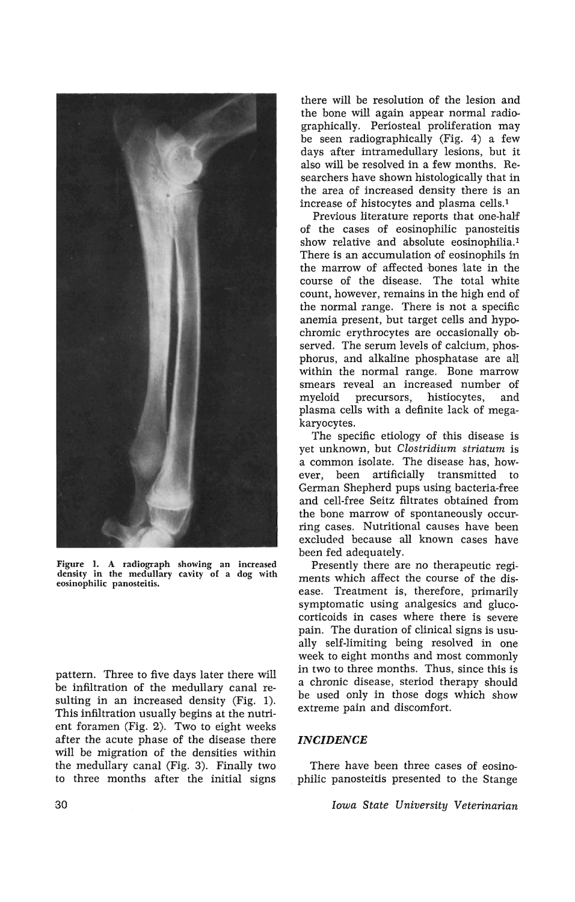Figure 1. A radiograph showing an increased density in the medullary cavity of a dog with eosinophilic panosteitis.

pattern. Three to five days later there will be infiltration of the medullary canal resulting in an increased density (Fig. 1). This infiltration usually begins at the nutrient foramen (Fig. 2). Two to eight weeks after the acute phase of the disease there will be migration of the densities within the medullary canal (Fig. 3). Finally two to three months after the initial signs there will be resolution of the lesion and the bone will again appear normal radiographically. Periosteal proliferation may be seen radiographically (Fig. 4) a few days after intramedullary lesions, but it also will be resolved in a few months. Researchers have shown histologically that in the area of increased density there is an increase of histocytes and plasma cells.[1]

Previous literature reports that one-half of the cases of eosinophilic panosteitis show relative and absolute eosinophilia.[1] There is an accumulation of eosinophils in the marrow of affected bones late in the course of the disease. The total white count, however, remains in the high end of the normal range. There is not a specific anemia present, but target cells and hypochromic erythrocytes are occasionally observed. The serum levels of calcium, phosphorus, and alkaline phosphatase are all within the normal range. Bone marrow smears reveal an increased number of myeloid precursors, histiocytes, and plasma cells with a definite lack of megakaryocytes.

The specific etiology of this disease is yet unknown, but *Clostridium striatum* is a common isolate. The disease has, however, been artificially transmitted to German Shepherd pups using bacteria-free and cell-free Seitz filtrates obtained from the bone marrow of spontaneously occurring cases. Nutritional causes have been excluded because all known cases have been fed adequately.

Presently there are no therapeutic regiments which affect the course of the disease. Treatment is, therefore, primarily symptomatic using analgesics and glucocorticoids in cases where there is severe pain. The duration of clinical signs is usually self-limiting being resolved in one week to eight months and most commonly in two to three months. Thus, since this is a chronic disease, steriod therapy should be used only in those dogs which show extreme pain and discomfort.

### *INCIDENCE*

There have been three cases of eosinophilic panosteitis presented to the Stange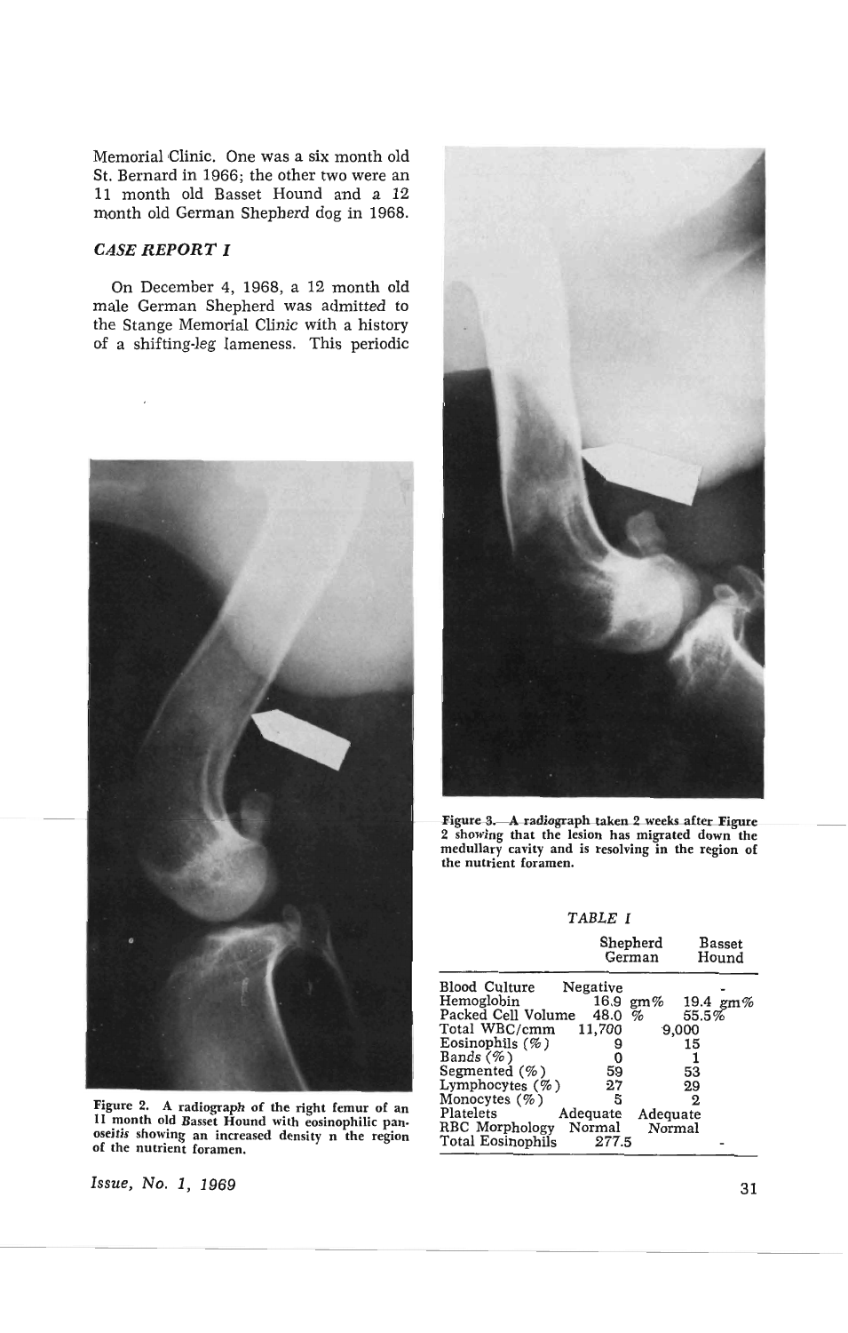Memorial Clinic. One was a six month old St. Bernard in 1966; the other two were an 11 month old Basset Hound and a 12 month old German Shepherd dog in 1968.

### *CASE REPORT I*

On December 4, 1968, a 12 month old male German Shepherd was admitted to the Stange Memorial Clinic with a history of a shifting-leg lameness. This periodic

Figure 2. A radiograph of the right femur of an 11 month old Basset Hound with eosinophilic panoseitis showing an increased density n the region of the nutrient foramen.

Figure 3.—A radiograph taken 2 weeks after Figure 2 showing that the lesion has migrated down the medullary cavity and is resolving in the region of the nutrient foramen.

*TABLE I*

| | Shepherd German | Basset Hound |
|---|---|---|
| Blood Culture | Negative | - |
| Hemoglobin | 16.9 gm% | 19.4 gm% |
| Packed Cell Volume | 48.0 % | 55.5% |
| Total WBC/cmm | 11,700 | 9,000 |
| Eosinophils (%) | 9 | 15 |
| Bands (%) | 0 | 1 |
| Segmented (%) | 59 | 53 |
| Lymphocytes (%) | 27 | 29 |
| Monocytes (%) | 5 | 2 |
| Platelets | Adequate | Adequate |
| RBC Morphology | Normal | Normal |
| Total Eosinophils | 277.5 | - |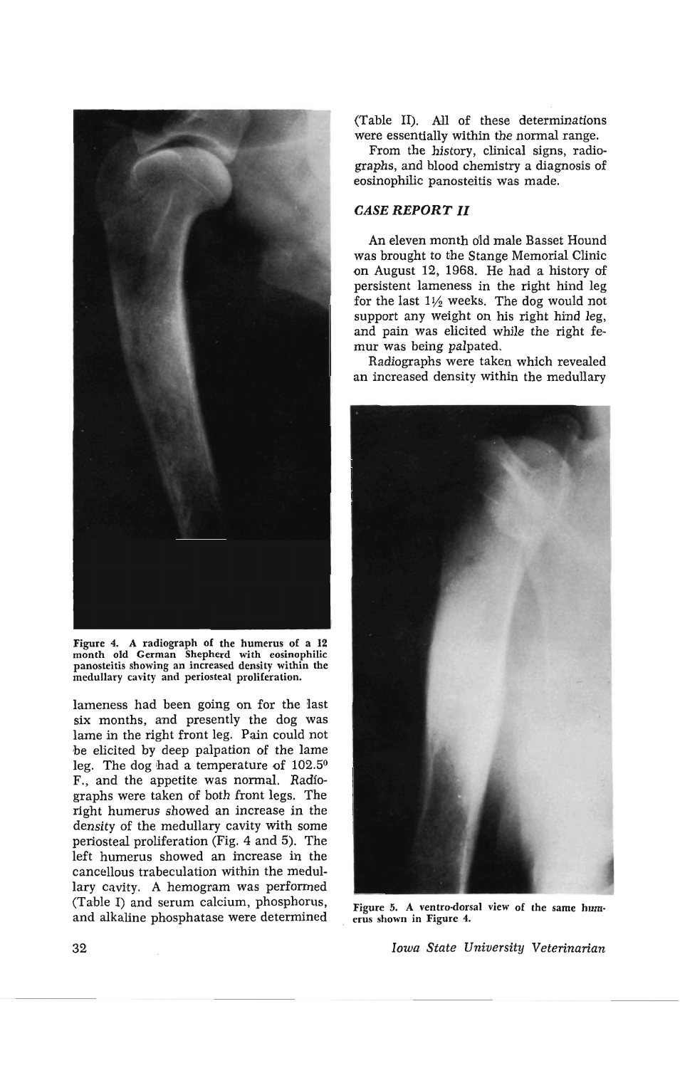Figure 4. A radiograph of the humerus of a 12 month old German Shepherd with eosinophilic panosteitis showing an increased density within the medullary cavity and periosteal proliferation.

lameness had been going on for the last six months, and presently the dog was lame in the right front leg. Pain could not be elicited by deep palpation of the lame leg. The dog had a temperature of 102.5° F., and the appetite was normal. Radiographs were taken of both front legs. The right humerus showed an increase in the density of the medullary cavity with some periosteal proliferation (Fig. 4 and 5). The left humerus showed an increase in the cancellous trabeculation within the medullary cavity. A hemogram was performed (Table I) and serum calcium, phosphorus, and alkaline phosphatase were determined (Table II). All of these determinations were essentially within the normal range.

From the history, clinical signs, radiographs, and blood chemistry a diagnosis of eosinophilic panosteitis was made.

### *CASE REPORT II*

An eleven month old male Basset Hound was brought to the Stange Memorial Clinic on August 12, 1968. He had a history of persistent lameness in the right hind leg for the last 1½ weeks. The dog would not support any weight on his right hind leg, and pain was elicited while the right femur was being palpated.

Radiographs were taken which revealed an increased density within the medullary

Figure 5. A ventro-dorsal view of the same humerus shown in Figure 4.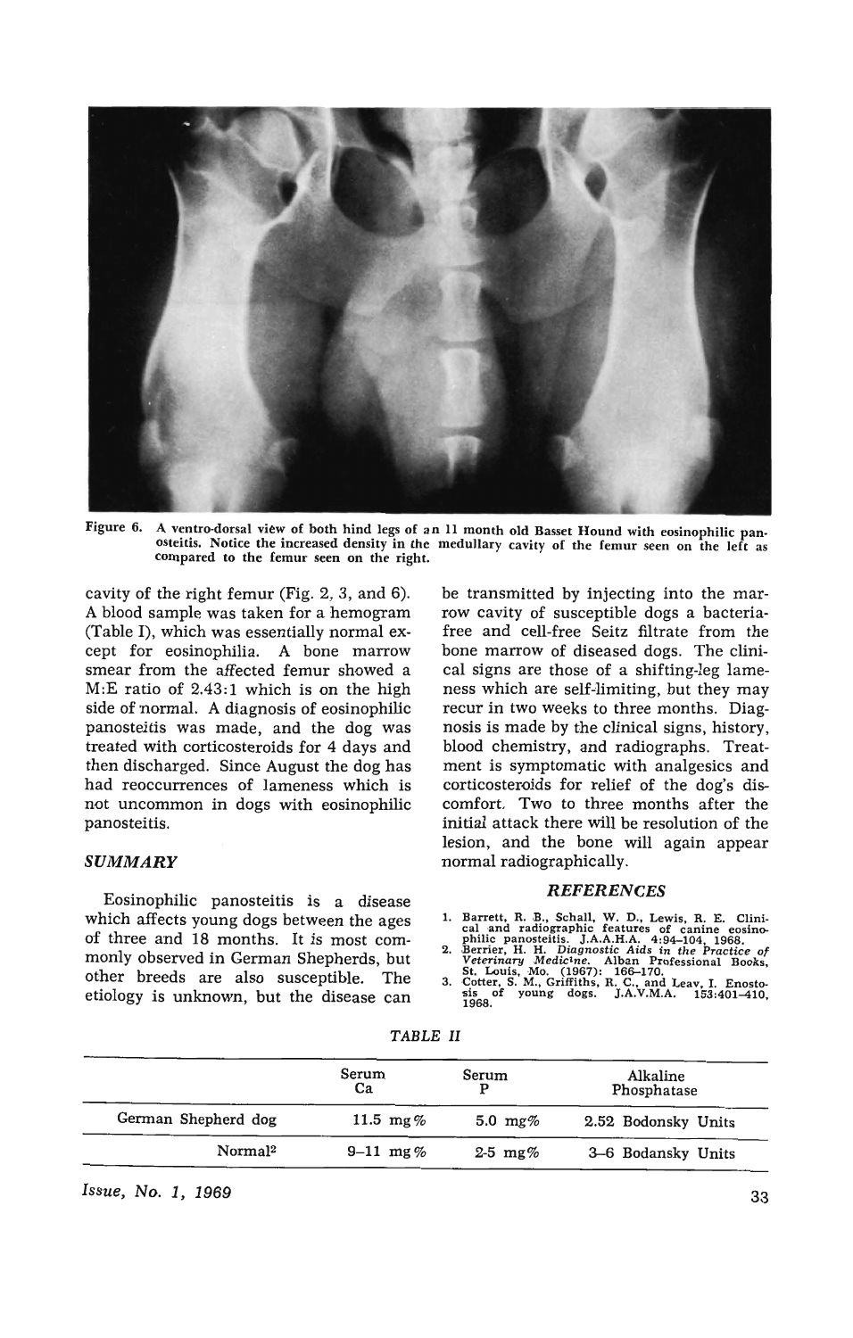Figure 6. A ventro-dorsal view of both hind legs of an 11 month old Basset Hound with eosinophilic panosteitis. Notice the increased density in the medullary cavity of the femur seen on the left as compared to the femur seen on the right.

cavity of the right femur (Fig. 2, 3, and 6). A blood sample was taken for a hemogram (Table I), which was essentially normal except for eosinophilia. A bone marrow smear from the affected femur showed a M:E ratio of 2.43:1 which is on the high side of normal. A diagnosis of eosinophilic panosteitis was made, and the dog was treated with corticosteroids for 4 days and then discharged. Since August the dog has had reoccurrences of lameness which is not uncommon in dogs with eosinophilic panosteitis.

## *SUMMARY*

Eosinophilic panosteitis is a disease which affects young dogs between the ages of three and 18 months. It is most commonly observed in German Shepherds, but other breeds are also susceptible. The etiology is unknown, but the disease can be transmitted by injecting into the marrow cavity of susceptible dogs a bacteria-free and cell-free Seitz filtrate from the bone marrow of diseased dogs. The clinical signs are those of a shifting-leg lameness which are self-limiting, but they may recur in two weeks to three months. Diagnosis is made by the clinical signs, history, blood chemistry, and radiographs. Treatment is symptomatic with analgesics and corticosteroids for relief of the dog's discomfort. Two to three months after the initial attack there will be resolution of the lesion, and the bone will again appear normal radiographically.

## *REFERENCES*

1. Barrett, R. B., Schall, W. D., Lewis, R. E. Clinical and radiographic features of canine eosinophilic panosteitis. J.A.A.H.A. 4:94–104, 1968.
2. Berrier, H. H. *Diagnostic Aids in the Practice of Veterinary Medicine.* Alban Professional Books, St. Louis, Mo. (1967): 166–170.
3. Cotter, S. M., Griffiths, R. C., and Leav, I. Enostosis of young dogs. J.A.V.M.A. 153:401–410, 1968.

*TABLE II*

| | Serum Ca | Serum P | Alkaline Phosphatase |
|---|---|---|---|
| German Shepherd dog | 11.5 mg% | 5.0 mg% | 2.52 Bodonsky Units |
| Normal[2] | 9–11 mg% | 2-5 mg% | 3–6 Bodansky Units |